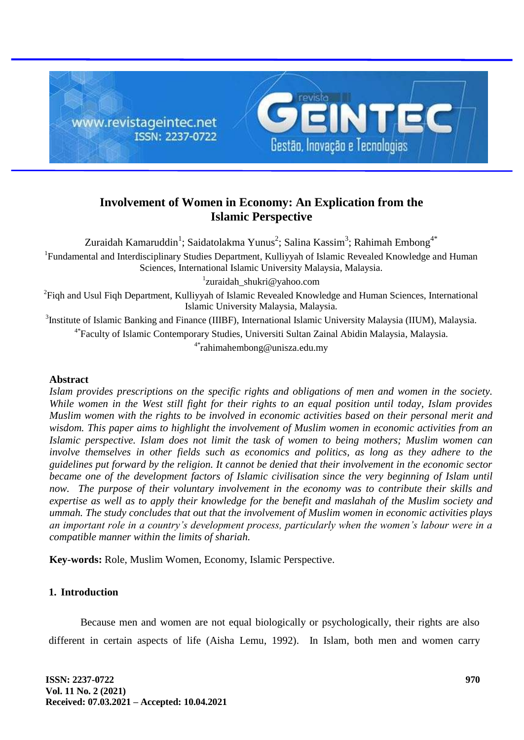# Involvement of Women in Economy: An Explication from the Islamic Perspective

Zuraidah Kamaruddin[1]; Saidatolakma Yunus[2]; Salina Kassim[3]; Rahimah Embong[4*]

[1]Fundamental and Interdisciplinary Studies Department, Kulliyyah of Islamic Revealed Knowledge and Human Sciences, International Islamic University Malaysia, Malaysia.

[1]zuraidah_shukri@yahoo.com

[2]Fiqh and Usul Fiqh Department, Kulliyyah of Islamic Revealed Knowledge and Human Sciences, International Islamic University Malaysia, Malaysia.

[3]Institute of Islamic Banking and Finance (IIIBF), International Islamic University Malaysia (IIUM), Malaysia.

[4*]Faculty of Islamic Contemporary Studies, Universiti Sultan Zainal Abidin Malaysia, Malaysia.

[4*]rahimahembong@unisza.edu.my

## Abstract

*Islam provides prescriptions on the specific rights and obligations of men and women in the society. While women in the West still fight for their rights to an equal position until today, Islam provides Muslim women with the rights to be involved in economic activities based on their personal merit and wisdom. This paper aims to highlight the involvement of Muslim women in economic activities from an Islamic perspective. Islam does not limit the task of women to being mothers; Muslim women can involve themselves in other fields such as economics and politics, as long as they adhere to the guidelines put forward by the religion. It cannot be denied that their involvement in the economic sector became one of the development factors of Islamic civilisation since the very beginning of Islam until now. The purpose of their voluntary involvement in the economy was to contribute their skills and expertise as well as to apply their knowledge for the benefit and maslahah of the Muslim society and ummah. The study concludes that out that the involvement of Muslim women in economic activities plays an important role in a country's development process, particularly when the women's labour were in a compatible manner within the limits of shariah.*

**Key-words:** Role, Muslim Women, Economy, Islamic Perspective.

## 1. Introduction

Because men and women are not equal biologically or psychologically, their rights are also different in certain aspects of life (Aisha Lemu, 1992). In Islam, both men and women carry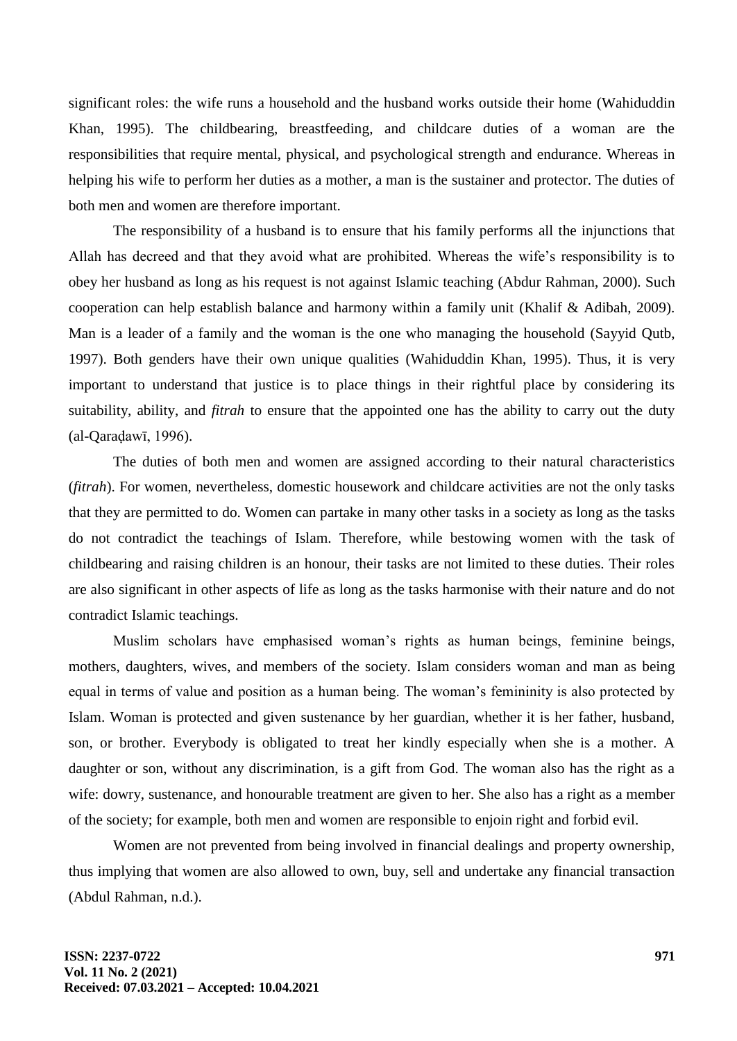significant roles: the wife runs a household and the husband works outside their home (Wahiduddin Khan, 1995). The childbearing, breastfeeding, and childcare duties of a woman are the responsibilities that require mental, physical, and psychological strength and endurance. Whereas in helping his wife to perform her duties as a mother, a man is the sustainer and protector. The duties of both men and women are therefore important.

The responsibility of a husband is to ensure that his family performs all the injunctions that Allah has decreed and that they avoid what are prohibited. Whereas the wife's responsibility is to obey her husband as long as his request is not against Islamic teaching (Abdur Rahman, 2000). Such cooperation can help establish balance and harmony within a family unit (Khalif & Adibah, 2009). Man is a leader of a family and the woman is the one who managing the household (Sayyid Qutb, 1997). Both genders have their own unique qualities (Wahiduddin Khan, 1995). Thus, it is very important to understand that justice is to place things in their rightful place by considering its suitability, ability, and *fitrah* to ensure that the appointed one has the ability to carry out the duty (al-Qaraḍawī, 1996).

The duties of both men and women are assigned according to their natural characteristics (*fitrah*). For women, nevertheless, domestic housework and childcare activities are not the only tasks that they are permitted to do. Women can partake in many other tasks in a society as long as the tasks do not contradict the teachings of Islam. Therefore, while bestowing women with the task of childbearing and raising children is an honour, their tasks are not limited to these duties. Their roles are also significant in other aspects of life as long as the tasks harmonise with their nature and do not contradict Islamic teachings.

Muslim scholars have emphasised woman's rights as human beings, feminine beings, mothers, daughters, wives, and members of the society. Islam considers woman and man as being equal in terms of value and position as a human being. The woman's femininity is also protected by Islam. Woman is protected and given sustenance by her guardian, whether it is her father, husband, son, or brother. Everybody is obligated to treat her kindly especially when she is a mother. A daughter or son, without any discrimination, is a gift from God. The woman also has the right as a wife: dowry, sustenance, and honourable treatment are given to her. She also has a right as a member of the society; for example, both men and women are responsible to enjoin right and forbid evil.

Women are not prevented from being involved in financial dealings and property ownership, thus implying that women are also allowed to own, buy, sell and undertake any financial transaction (Abdul Rahman, n.d.).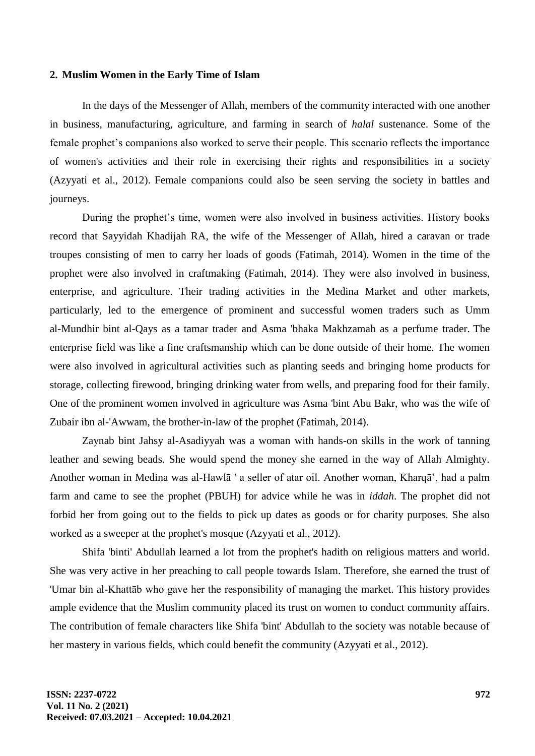## 2. Muslim Women in the Early Time of Islam

In the days of the Messenger of Allah, members of the community interacted with one another in business, manufacturing, agriculture, and farming in search of *halal* sustenance. Some of the female prophet's companions also worked to serve their people. This scenario reflects the importance of women's activities and their role in exercising their rights and responsibilities in a society (Azyyati et al., 2012). Female companions could also be seen serving the society in battles and journeys.

During the prophet's time, women were also involved in business activities. History books record that Sayyidah Khadijah RA, the wife of the Messenger of Allah, hired a caravan or trade troupes consisting of men to carry her loads of goods (Fatimah, 2014). Women in the time of the prophet were also involved in craftmaking (Fatimah, 2014). They were also involved in business, enterprise, and agriculture. Their trading activities in the Medina Market and other markets, particularly, led to the emergence of prominent and successful women traders such as Umm al-Mundhir bint al-Qays as a tamar trader and Asma 'bhaka Makhzamah as a perfume trader. The enterprise field was like a fine craftsmanship which can be done outside of their home. The women were also involved in agricultural activities such as planting seeds and bringing home products for storage, collecting firewood, bringing drinking water from wells, and preparing food for their family. One of the prominent women involved in agriculture was Asma 'bint Abu Bakr, who was the wife of Zubair ibn al-'Awwam, the brother-in-law of the prophet (Fatimah, 2014).

Zaynab bint Jahsy al-Asadiyyah was a woman with hands-on skills in the work of tanning leather and sewing beads. She would spend the money she earned in the way of Allah Almighty. Another woman in Medina was al-Hawlā ' a seller of atar oil. Another woman, Kharqā', had a palm farm and came to see the prophet (PBUH) for advice while he was in *iddah*. The prophet did not forbid her from going out to the fields to pick up dates as goods or for charity purposes. She also worked as a sweeper at the prophet's mosque (Azyyati et al., 2012).

Shifa 'binti' Abdullah learned a lot from the prophet's hadith on religious matters and world. She was very active in her preaching to call people towards Islam. Therefore, she earned the trust of 'Umar bin al-Khattāb who gave her the responsibility of managing the market. This history provides ample evidence that the Muslim community placed its trust on women to conduct community affairs. The contribution of female characters like Shifa 'bint' Abdullah to the society was notable because of her mastery in various fields, which could benefit the community (Azyyati et al., 2012).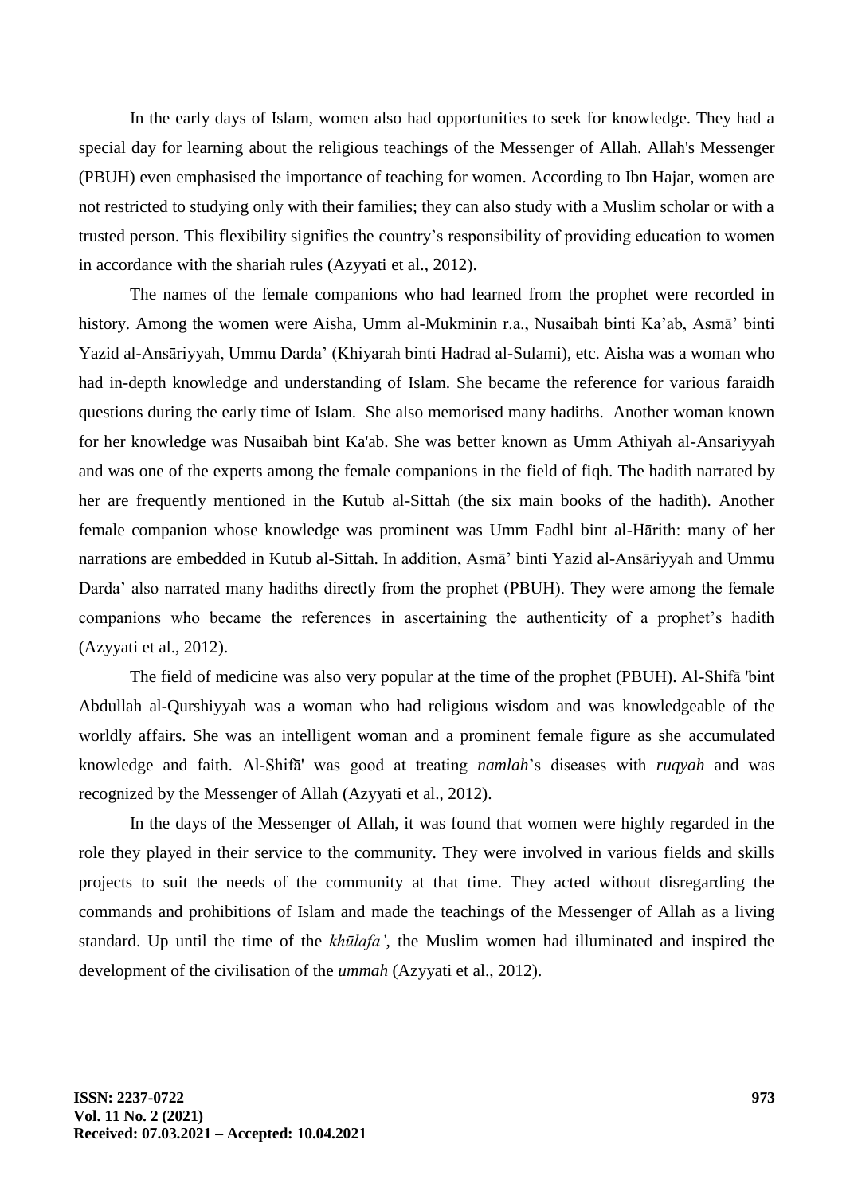In the early days of Islam, women also had opportunities to seek for knowledge. They had a special day for learning about the religious teachings of the Messenger of Allah. Allah's Messenger (PBUH) even emphasised the importance of teaching for women. According to Ibn Hajar, women are not restricted to studying only with their families; they can also study with a Muslim scholar or with a trusted person. This flexibility signifies the country's responsibility of providing education to women in accordance with the shariah rules (Azyyati et al., 2012).

The names of the female companions who had learned from the prophet were recorded in history. Among the women were Aisha, Umm al-Mukminin r.a., Nusaibah binti Ka'ab, Asmā' binti Yazid al-Ansāriyyah, Ummu Darda' (Khiyarah binti Hadrad al-Sulami), etc. Aisha was a woman who had in-depth knowledge and understanding of Islam. She became the reference for various faraidh questions during the early time of Islam. She also memorised many hadiths. Another woman known for her knowledge was Nusaibah bint Ka'ab. She was better known as Umm Athiyah al-Ansariyyah and was one of the experts among the female companions in the field of fiqh. The hadith narrated by her are frequently mentioned in the Kutub al-Sittah (the six main books of the hadith). Another female companion whose knowledge was prominent was Umm Fadhl bint al-Hārith: many of her narrations are embedded in Kutub al-Sittah. In addition, Asmā' binti Yazid al-Ansāriyyah and Ummu Darda' also narrated many hadiths directly from the prophet (PBUH). They were among the female companions who became the references in ascertaining the authenticity of a prophet's hadith (Azyyati et al., 2012).

The field of medicine was also very popular at the time of the prophet (PBUH). Al-Shifā 'bint Abdullah al-Qurshiyyah was a woman who had religious wisdom and was knowledgeable of the worldly affairs. She was an intelligent woman and a prominent female figure as she accumulated knowledge and faith. Al-Shifā' was good at treating *namlah*'s diseases with *ruqyah* and was recognized by the Messenger of Allah (Azyyati et al., 2012).

In the days of the Messenger of Allah, it was found that women were highly regarded in the role they played in their service to the community. They were involved in various fields and skills projects to suit the needs of the community at that time. They acted without disregarding the commands and prohibitions of Islam and made the teachings of the Messenger of Allah as a living standard. Up until the time of the *khūlafa'*, the Muslim women had illuminated and inspired the development of the civilisation of the *ummah* (Azyyati et al., 2012).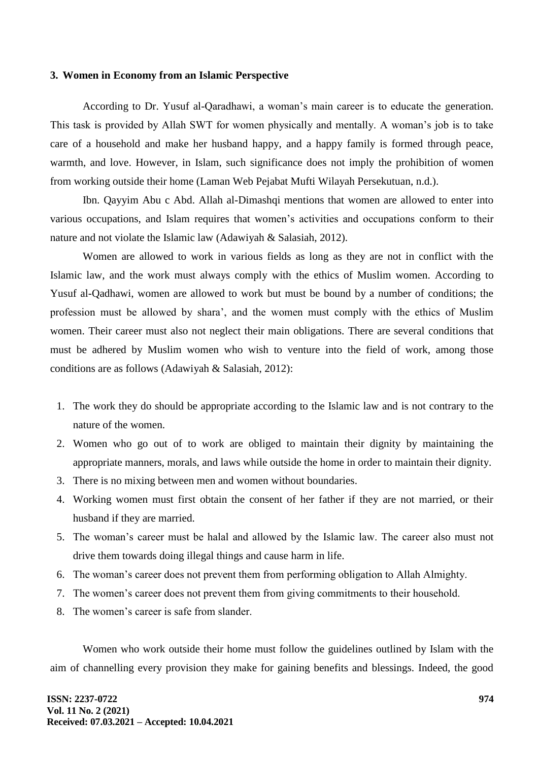## 3. Women in Economy from an Islamic Perspective

According to Dr. Yusuf al-Qaradhawi, a woman's main career is to educate the generation. This task is provided by Allah SWT for women physically and mentally. A woman's job is to take care of a household and make her husband happy, and a happy family is formed through peace, warmth, and love. However, in Islam, such significance does not imply the prohibition of women from working outside their home (Laman Web Pejabat Mufti Wilayah Persekutuan, n.d.).

Ibn. Qayyim Abu c Abd. Allah al-Dimashqi mentions that women are allowed to enter into various occupations, and Islam requires that women's activities and occupations conform to their nature and not violate the Islamic law (Adawiyah & Salasiah, 2012).

Women are allowed to work in various fields as long as they are not in conflict with the Islamic law, and the work must always comply with the ethics of Muslim women. According to Yusuf al-Qadhawi, women are allowed to work but must be bound by a number of conditions; the profession must be allowed by shara', and the women must comply with the ethics of Muslim women. Their career must also not neglect their main obligations. There are several conditions that must be adhered by Muslim women who wish to venture into the field of work, among those conditions are as follows (Adawiyah & Salasiah, 2012):

1. The work they do should be appropriate according to the Islamic law and is not contrary to the nature of the women.
2. Women who go out of to work are obliged to maintain their dignity by maintaining the appropriate manners, morals, and laws while outside the home in order to maintain their dignity.
3. There is no mixing between men and women without boundaries.
4. Working women must first obtain the consent of her father if they are not married, or their husband if they are married.
5. The woman's career must be halal and allowed by the Islamic law. The career also must not drive them towards doing illegal things and cause harm in life.
6. The woman's career does not prevent them from performing obligation to Allah Almighty.
7. The women's career does not prevent them from giving commitments to their household.
8. The women's career is safe from slander.

Women who work outside their home must follow the guidelines outlined by Islam with the aim of channelling every provision they make for gaining benefits and blessings. Indeed, the good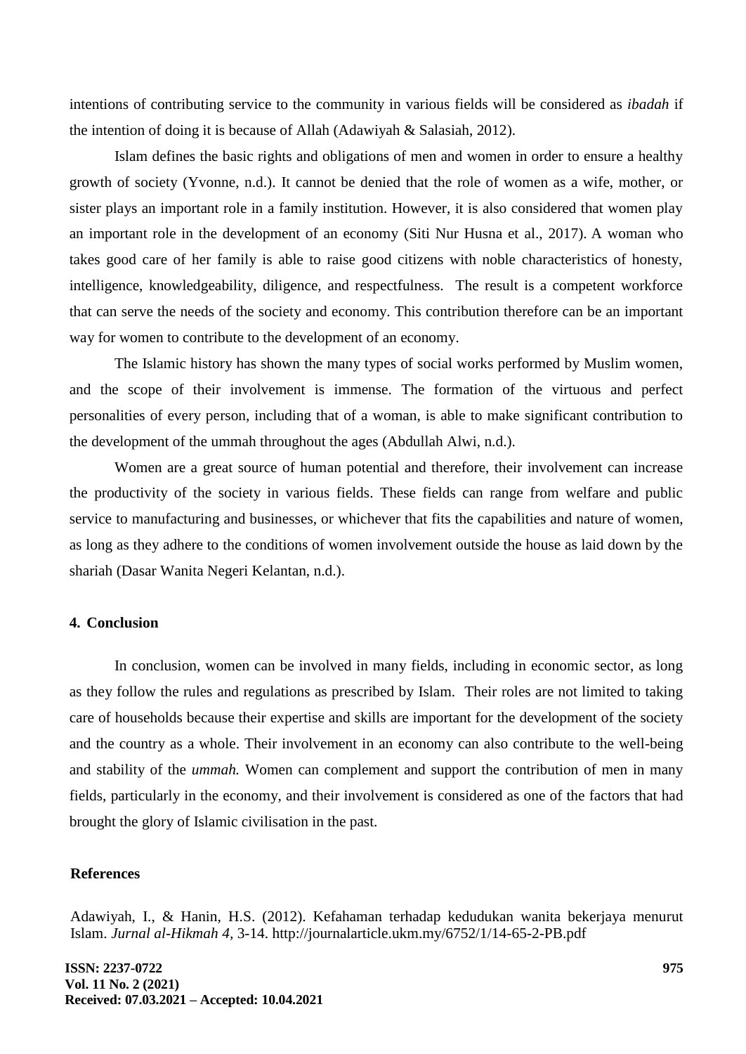intentions of contributing service to the community in various fields will be considered as *ibadah* if the intention of doing it is because of Allah (Adawiyah & Salasiah, 2012).

Islam defines the basic rights and obligations of men and women in order to ensure a healthy growth of society (Yvonne, n.d.). It cannot be denied that the role of women as a wife, mother, or sister plays an important role in a family institution. However, it is also considered that women play an important role in the development of an economy (Siti Nur Husna et al., 2017). A woman who takes good care of her family is able to raise good citizens with noble characteristics of honesty, intelligence, knowledgeability, diligence, and respectfulness. The result is a competent workforce that can serve the needs of the society and economy. This contribution therefore can be an important way for women to contribute to the development of an economy.

The Islamic history has shown the many types of social works performed by Muslim women, and the scope of their involvement is immense. The formation of the virtuous and perfect personalities of every person, including that of a woman, is able to make significant contribution to the development of the ummah throughout the ages (Abdullah Alwi, n.d.).

Women are a great source of human potential and therefore, their involvement can increase the productivity of the society in various fields. These fields can range from welfare and public service to manufacturing and businesses, or whichever that fits the capabilities and nature of women, as long as they adhere to the conditions of women involvement outside the house as laid down by the shariah (Dasar Wanita Negeri Kelantan, n.d.).

## 4. Conclusion

In conclusion, women can be involved in many fields, including in economic sector, as long as they follow the rules and regulations as prescribed by Islam. Their roles are not limited to taking care of households because their expertise and skills are important for the development of the society and the country as a whole. Their involvement in an economy can also contribute to the well-being and stability of the *ummah.* Women can complement and support the contribution of men in many fields, particularly in the economy, and their involvement is considered as one of the factors that had brought the glory of Islamic civilisation in the past.

## References

Adawiyah, I., & Hanin, H.S. (2012). Kefahaman terhadap kedudukan wanita bekerjaya menurut Islam. *Jurnal al-Hikmah 4,* 3-14. http://journalarticle.ukm.my/6752/1/14-65-2-PB.pdf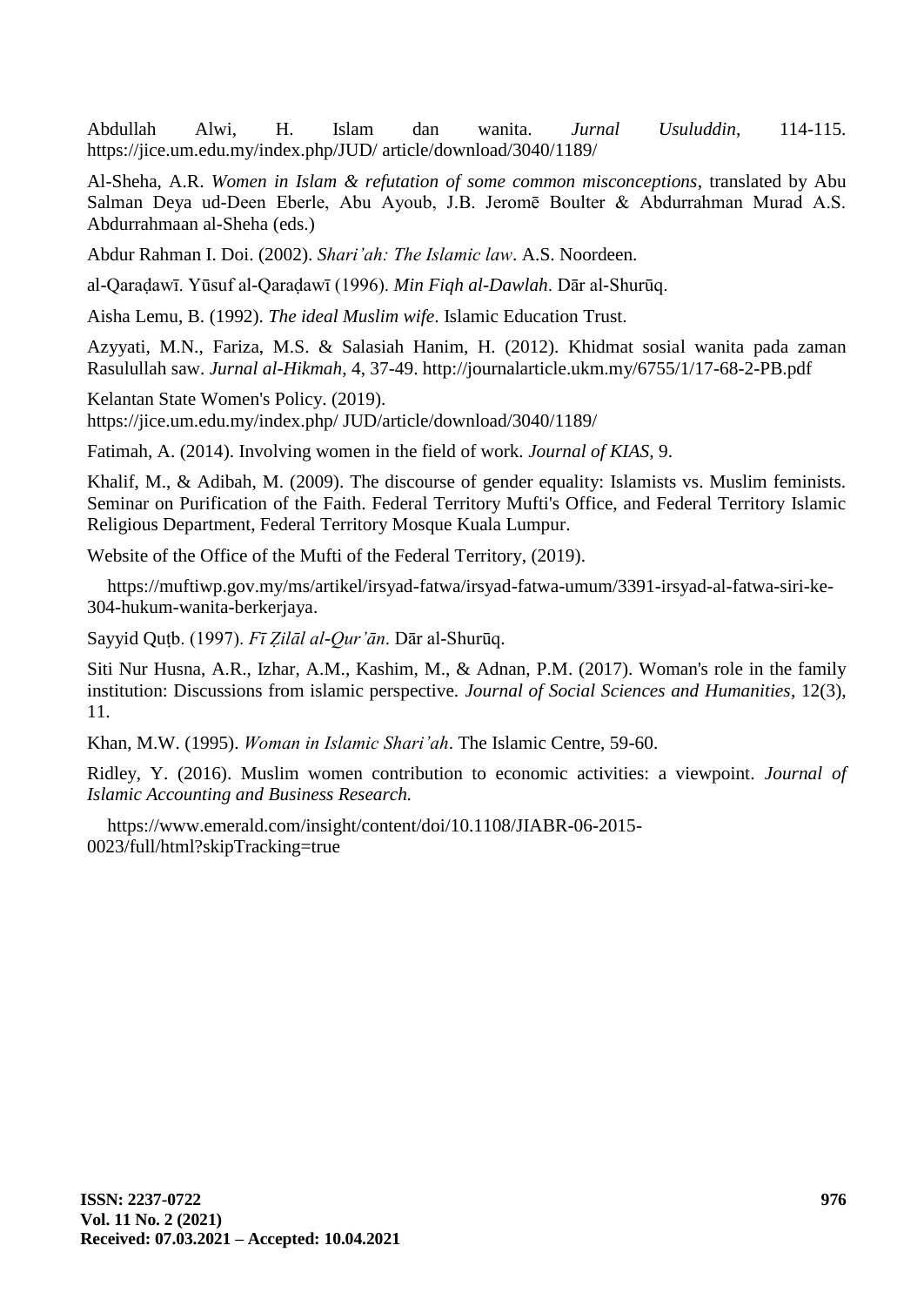Abdullah Alwi, H. Islam dan wanita. *Jurnal Usuluddin*, 114-115. https://jice.um.edu.my/index.php/JUD/ article/download/3040/1189/

Al-Sheha, A.R. *Women in Islam & refutation of some common misconceptions*, translated by Abu Salman Deya ud-Deen Eberle, Abu Ayoub, J.B. Jeromē Boulter & Abdurrahman Murad A.S. Abdurrahmaan al-Sheha (eds.)

Abdur Rahman I. Doi. (2002). *Shari'ah: The Islamic law*. A.S. Noordeen.

al-Qaraḍawī. Yūsuf al-Qaraḍawī (1996). *Min Fiqh al-Dawlah*. Dār al-Shurūq.

Aisha Lemu, B. (1992). *The ideal Muslim wife*. Islamic Education Trust.

Azyyati, M.N., Fariza, M.S. & Salasiah Hanim, H. (2012). Khidmat sosial wanita pada zaman Rasulullah saw. *Jurnal al-Hikmah*, 4, 37-49. http://journalarticle.ukm.my/6755/1/17-68-2-PB.pdf

Kelantan State Women's Policy. (2019). https://jice.um.edu.my/index.php/ JUD/article/download/3040/1189/

Fatimah, A. (2014). Involving women in the field of work. *Journal of KIAS*, 9.

Khalif, M., & Adibah, M. (2009). The discourse of gender equality: Islamists vs. Muslim feminists. Seminar on Purification of the Faith. Federal Territory Mufti's Office, and Federal Territory Islamic Religious Department, Federal Territory Mosque Kuala Lumpur.

Website of the Office of the Mufti of the Federal Territory, (2019).

https://muftiwp.gov.my/ms/artikel/irsyad-fatwa/irsyad-fatwa-umum/3391-irsyad-al-fatwa-siri-ke-304-hukum-wanita-berkerjaya.

Sayyid Quṭb. (1997). *Fī Ẓilāl al-Qur'ān*. Dār al-Shurūq.

Siti Nur Husna, A.R., Izhar, A.M., Kashim, M., & Adnan, P.M. (2017). Woman's role in the family institution: Discussions from islamic perspective. *Journal of Social Sciences and Humanities*, 12(3), 11.

Khan, M.W. (1995). *Woman in Islamic Shari'ah*. The Islamic Centre, 59-60.

Ridley, Y. (2016). Muslim women contribution to economic activities: a viewpoint. *Journal of Islamic Accounting and Business Research.*

https://www.emerald.com/insight/content/doi/10.1108/JIABR-06-2015-0023/full/html?skipTracking=true